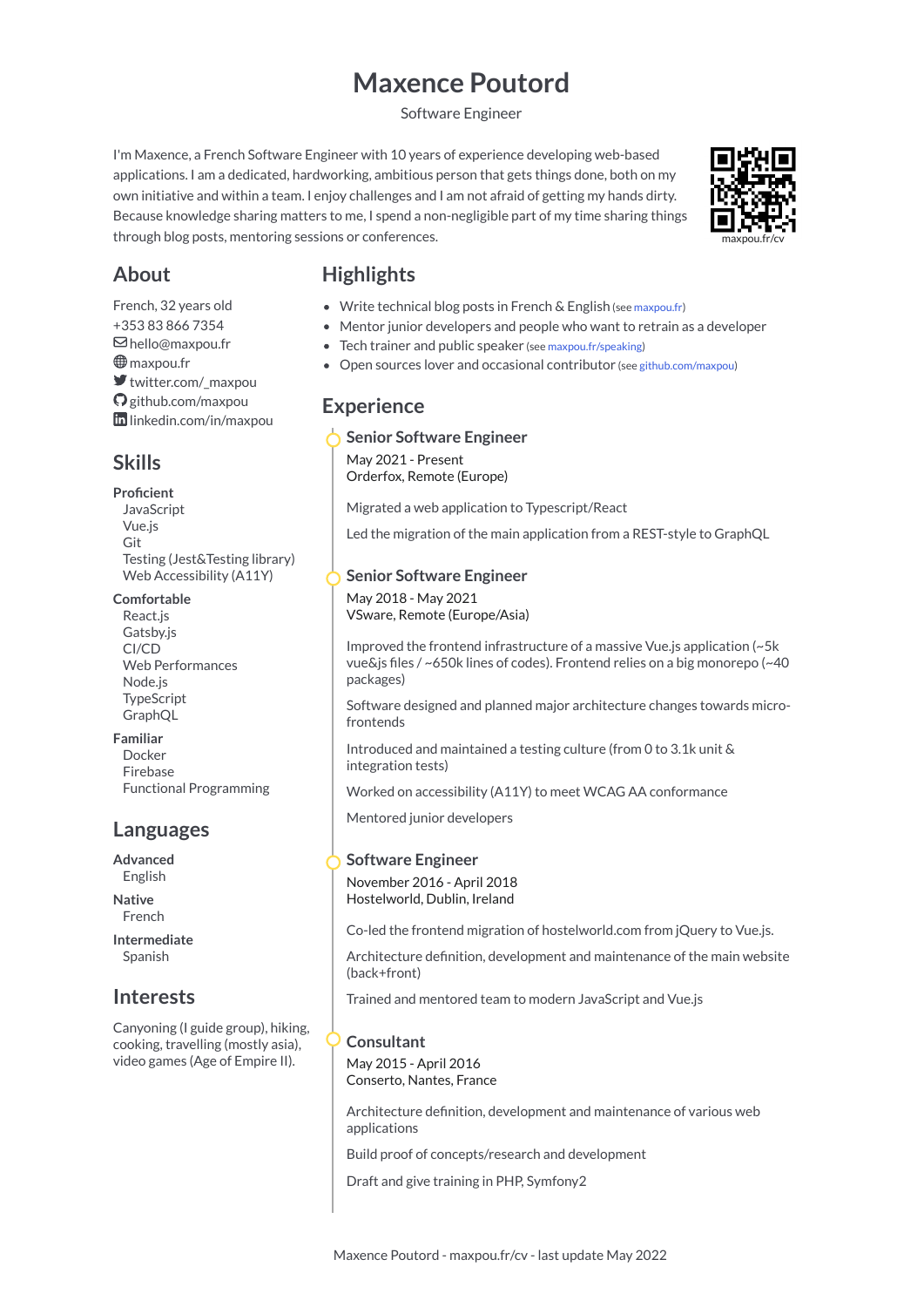# Maxence Poutord

Software Engineer

I'm Maxence, a French Software Engineer with 10 years of experience developing web-based applications. I am a dedicated, hardworking, ambitious person that gets things done, both on my own initiative and within a team. I enjoy challenges and I am not afraid of getting my hands dirty. Because knowledge sharing matters to me, I spend a non-negligible part of my time sharing things through blog posts, mentoring sessions or conferences.

maxpou.fr/cv

## About

French, 32 years old
+353 83 866 7354
hello@maxpou.fr
maxpou.fr
twitter.com/_maxpou
github.com/maxpou
linkedin.com/in/maxpou

## Skills

**Proficient**
- JavaScript
- Vue.js
- Git
- Testing (Jest&Testing library)
- Web Accessibility (A11Y)

**Comfortable**
- React.js
- Gatsby.js
- CI/CD
- Web Performances
- Node.js
- TypeScript
- GraphQL

**Familiar**
- Docker
- Firebase
- Functional Programming

## Languages

**Advanced**
English

**Native**
French

**Intermediate**
Spanish

## Interests

Canyoning (I guide group), hiking, cooking, travelling (mostly asia), video games (Age of Empire II).

## Highlights

- Write technical blog posts in French & English (see maxpou.fr)
- Mentor junior developers and people who want to retrain as a developer
- Tech trainer and public speaker (see maxpou.fr/speaking)
- Open sources lover and occasional contributor (see github.com/maxpou)

## Experience

### Senior Software Engineer
May 2021 - Present
Orderfox, Remote (Europe)

Migrated a web application to Typescript/React

Led the migration of the main application from a REST-style to GraphQL

### Senior Software Engineer
May 2018 - May 2021
VSware, Remote (Europe/Asia)

Improved the frontend infrastructure of a massive Vue.js application (~5k vue&js files / ~650k lines of codes). Frontend relies on a big monorepo (~40 packages)

Software designed and planned major architecture changes towards micro-frontends

Introduced and maintained a testing culture (from 0 to 3.1k unit & integration tests)

Worked on accessibility (A11Y) to meet WCAG AA conformance

Mentored junior developers

### Software Engineer
November 2016 - April 2018
Hostelworld, Dublin, Ireland

Co-led the frontend migration of hostelworld.com from jQuery to Vue.js.

Architecture definition, development and maintenance of the main website (back+front)

Trained and mentored team to modern JavaScript and Vue.js

### Consultant
May 2015 - April 2016
Conserto, Nantes, France

Architecture definition, development and maintenance of various web applications

Build proof of concepts/research and development

Draft and give training in PHP, Symfony2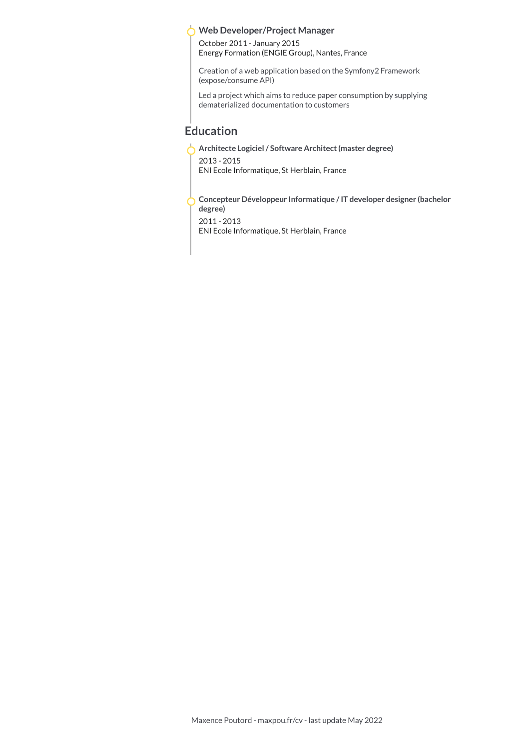### Web Developer/Project Manager

October 2011 - January 2015
Energy Formation (ENGIE Group), Nantes, France

Creation of a web application based on the Symfony2 Framework (expose/consume API)

Led a project which aims to reduce paper consumption by supplying dematerialized documentation to customers

## Education

### Architecte Logiciel / Software Architect (master degree)

2013 - 2015
ENI Ecole Informatique, St Herblain, France

### Concepteur Développeur Informatique / IT developer designer (bachelor degree)

2011 - 2013
ENI Ecole Informatique, St Herblain, France

Maxence Poutord - maxpou.fr/cv - last update May 2022